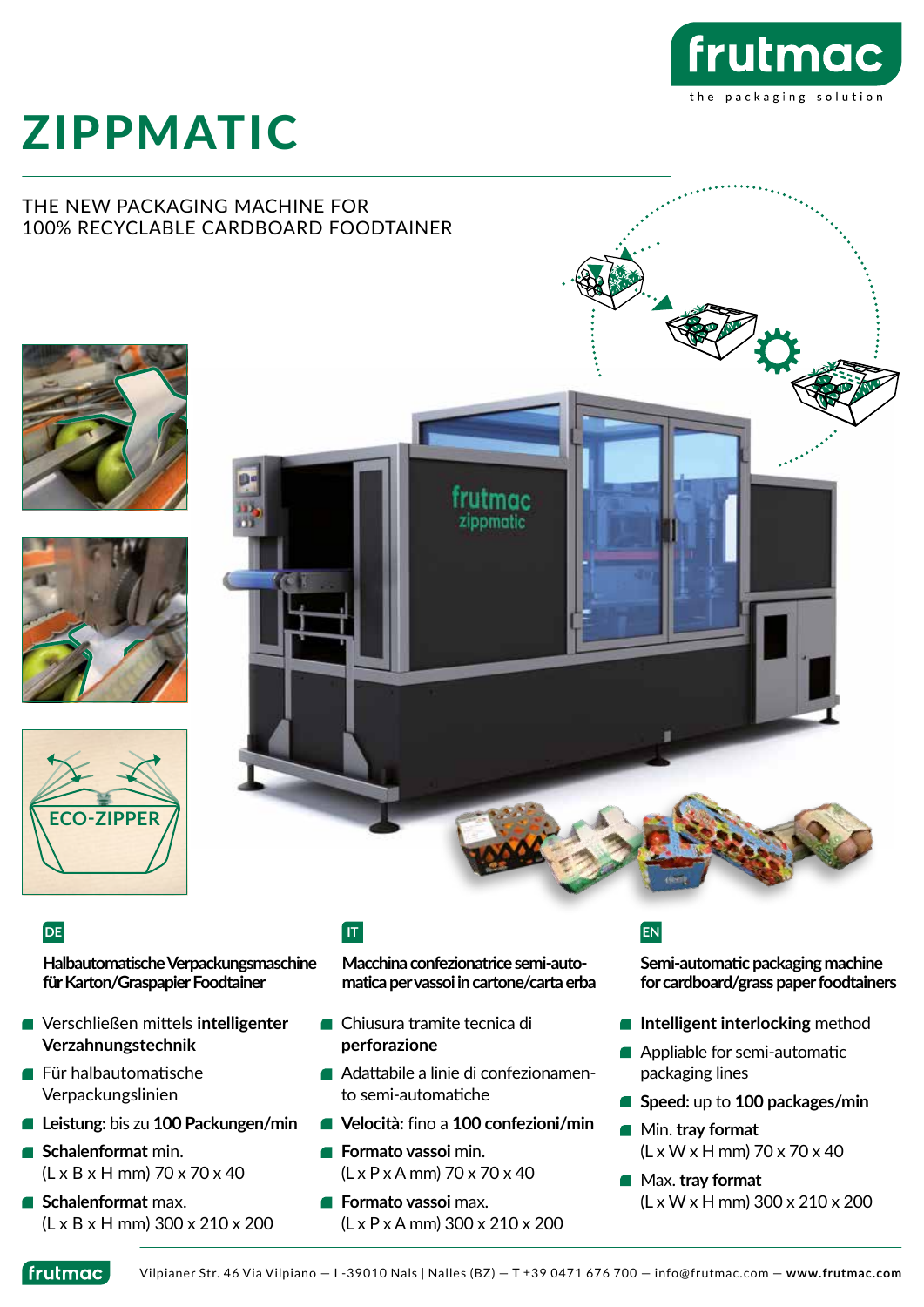# ZIPPMATIC

THE NEW PACKAGING MACHINE FOR
100% RECYCLABLE CARDBOARD FOODTAINER

ECO-ZIPPER

## DE

**Halbautomatische Verpackungsmaschine für Karton/Graspapier Foodtainer**

- Verschließen mittels **intelligenter Verzahnungstechnik**
- Für halbautomatische Verpackungslinien
- **Leistung:** bis zu **100 Packungen/min**
- **Schalenformat** min. (L x B x H mm) 70 x 70 x 40
- **Schalenformat** max. (L x B x H mm) 300 x 210 x 200

## IT

**Macchina confezionatrice semi-automatica per vassoi in cartone/carta erba**

- Chiusura tramite tecnica di **perforazione**
- Adattabile a linie di confezionamento semi-automatiche
- **Velocità:** fino a **100 confezioni/min**
- **Formato vassoi** min. (L x P x A mm) 70 x 70 x 40
- **Formato vassoi** max. (L x P x A mm) 300 x 210 x 200

## EN

**Semi-automatic packaging machine for cardboard/grass paper foodtainers**

- **Intelligent interlocking** method
- Appliable for semi-automatic packaging lines
- **Speed:** up to **100 packages/min**
- Min. **tray format** (L x W x H mm) 70 x 70 x 40
- Max. **tray format** (L x W x H mm) 300 x 210 x 200

Vilpianer Str. 46 Via Vilpiano — I -39010 Nals | Nalles (BZ) — T +39 0471 676 700 — info@frutmac.com — **www.frutmac.com**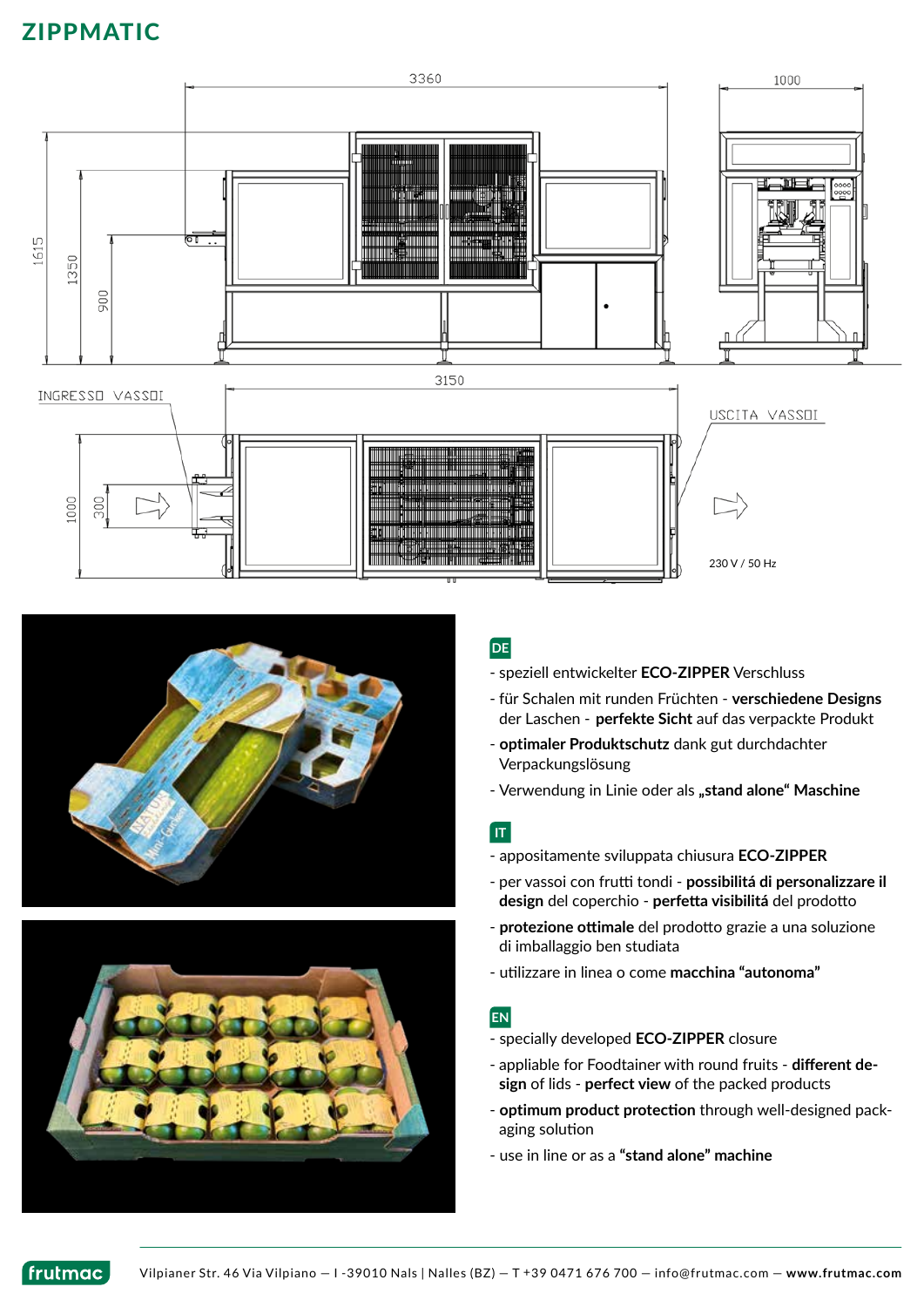# ZIPPMATIC

3360

1000

1615

1350

900

3150

INGRESSO VASSOI

USCITA VASSOI

1000

300

230 V / 50 Hz

**DE**

- speziell entwickelter **ECO-ZIPPER** Verschluss
- für Schalen mit runden Früchten - **verschiedene Designs** der Laschen - **perfekte Sicht** auf das verpackte Produkt
- **optimaler Produktschutz** dank gut durchdachter Verpackungslösung
- Verwendung in Linie oder als **„stand alone"** **Maschine**

**IT**

- appositamente sviluppata chiusura **ECO-ZIPPER**
- per vassoi con frutti tondi - **possibilitá di personalizzare il design** del coperchio - **perfetta visibilitá** del prodotto
- **protezione ottimale** del prodotto grazie a una soluzione di imballaggio ben studiata
- utilizzare in linea o come **macchina "autonoma"**

**EN**

- specially developed **ECO-ZIPPER** closure
- appliable for Foodtainer with round fruits - **different design** of lids - **perfect view** of the packed products
- **optimum product protection** through well-designed packaging solution
- use in line or as a **"stand alone" machine**

frutmac

Vilpianer Str. 46 Via Vilpiano — I -39010 Nals | Nalles (BZ) — T +39 0471 676 700 — info@frutmac.com — **www.frutmac.com**